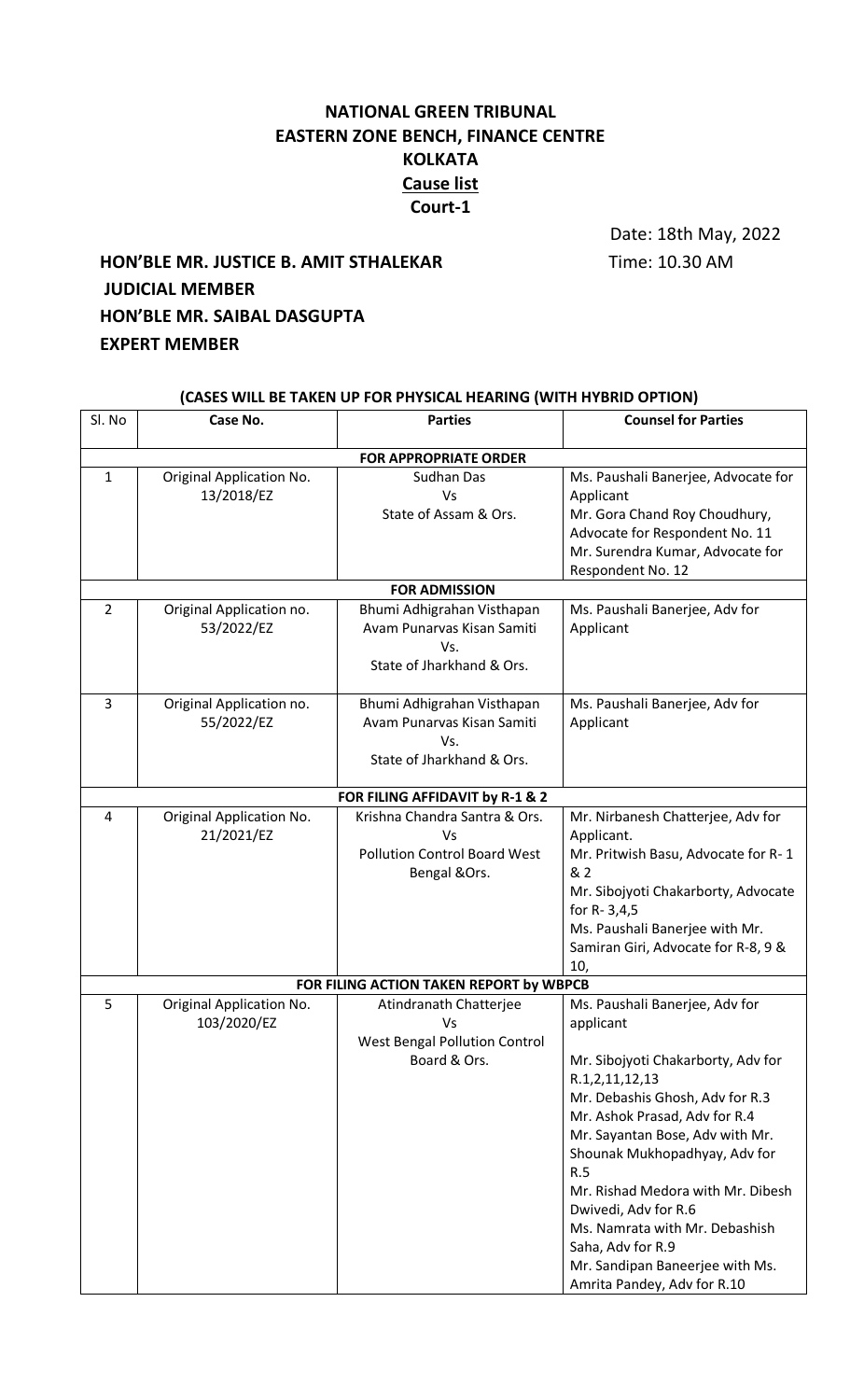# NATIONAL GREEN TRIBUNAL
## EASTERN ZONE BENCH, FINANCE CENTRE
## KOLKATA
## Cause list
## Court-1

Date: 18th May, 2022

Time: 10.30 AM

**HON'BLE MR. JUSTICE B. AMIT STHALEKAR**
**JUDICIAL MEMBER**
**HON'BLE MR. SAIBAL DASGUPTA**
**EXPERT MEMBER**

**(CASES WILL BE TAKEN UP FOR PHYSICAL HEARING (WITH HYBRID OPTION)**

| Sl. No | Case No. | Parties | Counsel for Parties |
|---|---|---|---|
| | | **FOR APPROPRIATE ORDER** | |
| 1 | Original Application No. 13/2018/EZ | Sudhan Das Vs State of Assam & Ors. | Ms. Paushali Banerjee, Advocate for Applicant<br>Mr. Gora Chand Roy Choudhury, Advocate for Respondent No. 11<br>Mr. Surendra Kumar, Advocate for Respondent No. 12 |
| | | **FOR ADMISSION** | |
| 2 | Original Application no. 53/2022/EZ | Bhumi Adhigrahan Visthapan Avam Punarvas Kisan Samiti Vs. State of Jharkhand & Ors. | Ms. Paushali Banerjee, Adv for Applicant |
| 3 | Original Application no. 55/2022/EZ | Bhumi Adhigrahan Visthapan Avam Punarvas Kisan Samiti Vs. State of Jharkhand & Ors. | Ms. Paushali Banerjee, Adv for Applicant |
| | | **FOR FILING AFFIDAVIT by R-1 & 2** | |
| 4 | Original Application No. 21/2021/EZ | Krishna Chandra Santra & Ors. Vs Pollution Control Board West Bengal &Ors. | Mr. Nirbanesh Chatterjee, Adv for Applicant.<br>Mr. Pritwish Basu, Advocate for R- 1 & 2<br>Mr. Sibojyoti Chakarborty, Advocate for R- 3,4,5<br>Ms. Paushali Banerjee with Mr. Samiran Giri, Advocate for R-8, 9 & 10, |
| | | **FOR FILING ACTION TAKEN REPORT by WBPCB** | |
| 5 | Original Application No. 103/2020/EZ | Atindranath Chatterjee Vs West Bengal Pollution Control Board & Ors. | Ms. Paushali Banerjee, Adv for applicant<br><br>Mr. Sibojyoti Chakarborty, Adv for R.1,2,11,12,13<br>Mr. Debashis Ghosh, Adv for R.3<br>Mr. Ashok Prasad, Adv for R.4<br>Mr. Sayantan Bose, Adv with Mr. Shounak Mukhopadhyay, Adv for R.5<br>Mr. Rishad Medora with Mr. Dibesh Dwivedi, Adv for R.6<br>Ms. Namrata with Mr. Debashish Saha, Adv for R.9<br>Mr. Sandipan Baneerjee with Ms. Amrita Pandey, Adv for R.10 |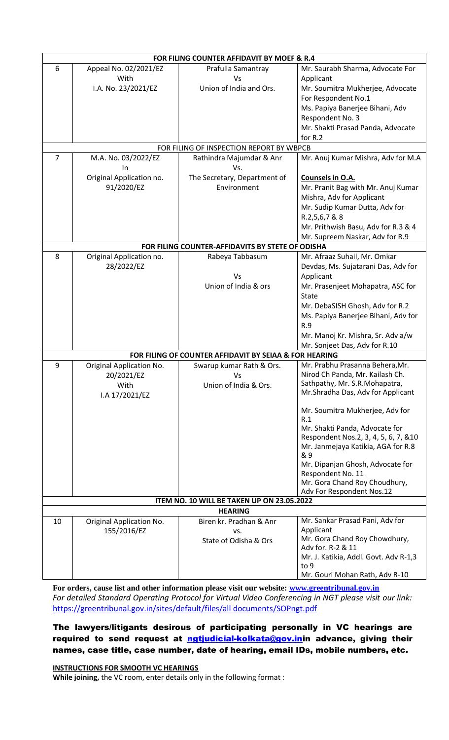| | | | |
|---|---|---|---|
| **FOR FILING COUNTER AFFIDAVIT BY MOEF & R.4** | | | |
| 6 | Appeal No. 02/2021/EZ<br>With<br>I.A. No. 23/2021/EZ | Prafulla Samantray<br>Vs<br>Union of India and Ors. | Mr. Saurabh Sharma, Advocate For Applicant<br>Mr. Soumitra Mukherjee, Advocate For Respondent No.1<br>Ms. Papiya Banerjee Bihani, Adv Respondent No. 3<br>Mr. Shakti Prasad Panda, Advocate for R.2 |
| FOR FILING OF INSPECTION REPORT BY WBPCB | | | |
| 7 | M.A. No. 03/2022/EZ<br>In<br>Original Application no. 91/2020/EZ | Rathindra Majumdar & Anr<br>Vs.<br>The Secretary, Department of Environment | Mr. Anuj Kumar Mishra, Adv for M.A<br><br>**Counsels in O.A.**<br>Mr. Pranit Bag with Mr. Anuj Kumar Mishra, Adv for Applicant<br>Mr. Sudip Kumar Dutta, Adv for R.2,5,6,7 & 8<br>Mr. Prithwish Basu, Adv for R.3 & 4<br>Mr. Supreem Naskar, Adv for R.9 |
| **FOR FILING COUNTER-AFFIDAVITS BY STETE OF ODISHA** | | | |
| 8 | Original Application no. 28/2022/EZ | Rabeya Tabbasum<br><br>Vs<br>Union of India & ors | Mr. Afraaz Suhail, Mr. Omkar Devdas, Ms. Sujatarani Das, Adv for Applicant<br>Mr. Prasenjeet Mohapatra, ASC for State<br>Mr. DebaSISH Ghosh, Adv for R.2<br>Ms. Papiya Banerjee Bihani, Adv for R.9<br>Mr. Manoj Kr. Mishra, Sr. Adv a/w Mr. Sonjeet Das, Adv for R.10 |
| **FOR FILING OF COUNTER AFFIDAVIT BY SEIAA & FOR HEARING** | | | |
| 9 | Original Application No. 20/2021/EZ<br>With<br>I.A 17/2021/EZ | Swarup kumar Rath & Ors.<br>Vs<br>Union of India & Ors. | Mr. Prabhu Prasanna Behera,Mr. Nirod Ch Panda, Mr. Kailash Ch. Sathpathy, Mr. S.R.Mohapatra, Mr.Shradha Das, Adv for Applicant<br><br>Mr. Soumitra Mukherjee, Adv for R.1<br>Mr. Shakti Panda, Advocate for Respondent Nos.2, 3, 4, 5, 6, 7, &10<br>Mr. Janmejaya Katikia, AGA for R.8 & 9<br>Mr. Dipanjan Ghosh, Advocate for Respondent No. 11<br>Mr. Gora Chand Roy Choudhury, Adv For Respondent Nos.12 |
| **ITEM NO. 10 WILL BE TAKEN UP ON 23.05.2022** | | | |
| **HEARING** | | | |
| 10 | Original Application No. 155/2016/EZ | Biren kr. Pradhan & Anr<br>vs.<br>State of Odisha & Ors | Mr. Sankar Prasad Pani, Adv for Applicant<br>Mr. Gora Chand Roy Chowdhury, Adv for. R-2 & 11<br>Mr. J. Katikia, Addl. Govt. Adv R-1,3 to 9<br>Mr. Gouri Mohan Rath, Adv R-10 |

**For orders, cause list and other information please visit our website: www.greentribunal.gov.in**

*For detailed Standard Operating Protocol for Virtual Video Conferencing in NGT please visit our link:* https://greentribunal.gov.in/sites/default/files/all documents/SOPngt.pdf

**The lawyers/litigants desirous of participating personally in VC hearings are required to send request at ngtjudicial-kolkata@gov.inin advance, giving their names, case title, case number, date of hearing, email IDs, mobile numbers, etc.**

**INSTRUCTIONS FOR SMOOTH VC HEARINGS**

**While joining,** the VC room, enter details only in the following format :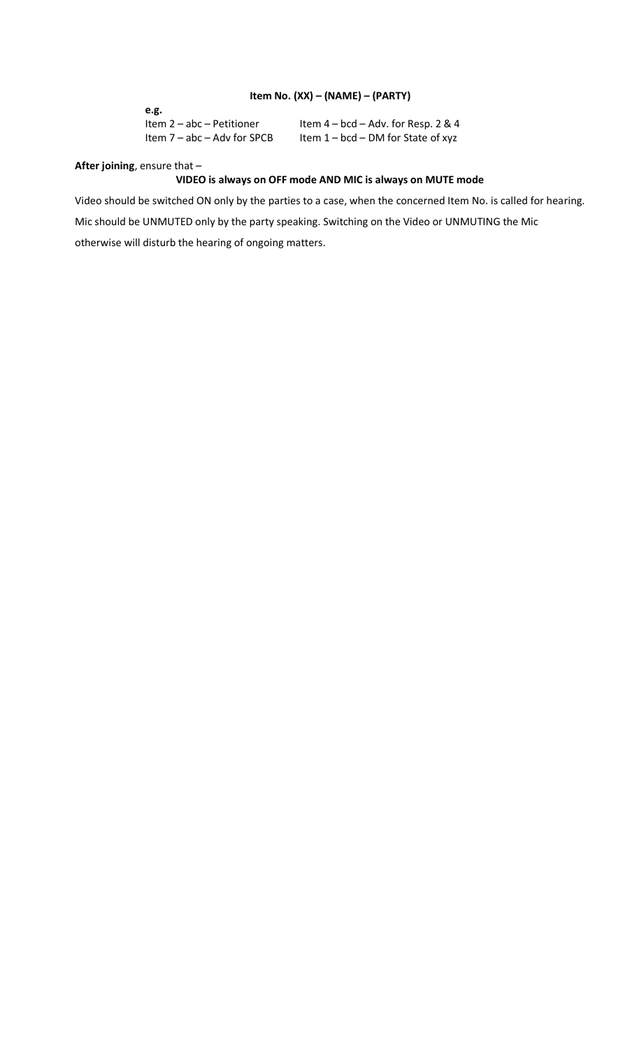**Item No. (XX) – (NAME) – (PARTY)**

**e.g.**

| | |
|---|---|
| Item 2 – abc – Petitioner | Item 4 – bcd – Adv. for Resp. 2 & 4 |
| Item 7 – abc – Adv for SPCB | Item 1 – bcd – DM for State of xyz |

**After joining**, ensure that –

**VIDEO is always on OFF mode AND MIC is always on MUTE mode**

Video should be switched ON only by the parties to a case, when the concerned Item No. is called for hearing. Mic should be UNMUTED only by the party speaking. Switching on the Video or UNMUTING the Mic otherwise will disturb the hearing of ongoing matters.